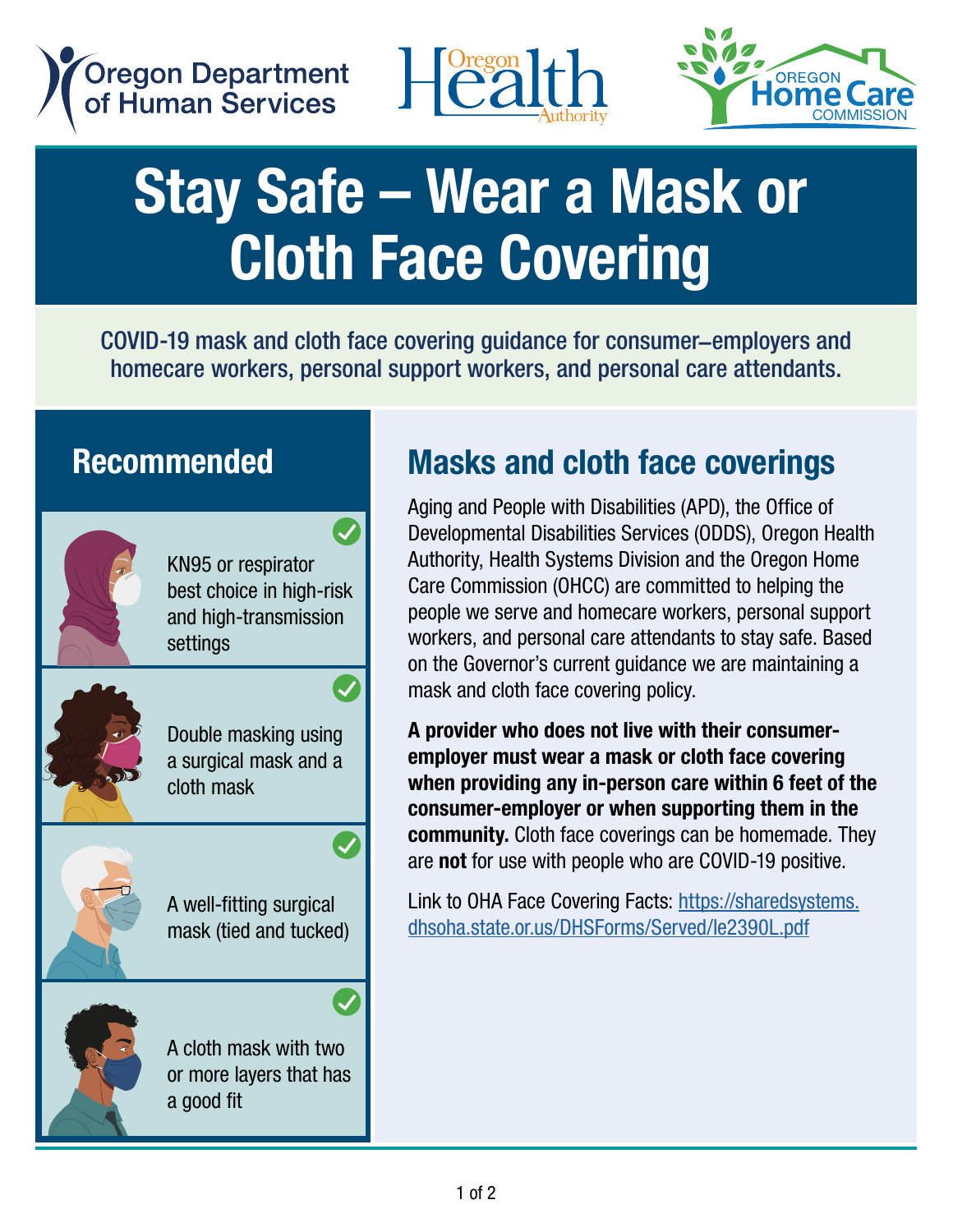Oregon Department of Human Services

Oregon Health Authority

Oregon Home Care Commission

# Stay Safe – Wear a Mask or Cloth Face Covering

COVID-19 mask and cloth face covering guidance for consumer–employers and homecare workers, personal support workers, and personal care attendants.

## Recommended

- KN95 or respirator best choice in high-risk and high-transmission settings
- Double masking using a surgical mask and a cloth mask
- A well-fitting surgical mask (tied and tucked)
- A cloth mask with two or more layers that has a good fit

## Masks and cloth face coverings

Aging and People with Disabilities (APD), the Office of Developmental Disabilities Services (ODDS), Oregon Health Authority, Health Systems Division and the Oregon Home Care Commission (OHCC) are committed to helping the people we serve and homecare workers, personal support workers, and personal care attendants to stay safe. Based on the Governor's current guidance we are maintaining a mask and cloth face covering policy.

**A provider who does not live with their consumer-employer must wear a mask or cloth face covering when providing any in-person care within 6 feet of the consumer-employer or when supporting them in the community.** Cloth face coverings can be homemade. They are **not** for use with people who are COVID-19 positive.

Link to OHA Face Covering Facts: https://sharedsystems.dhsoha.state.or.us/DHSForms/Served/le2390L.pdf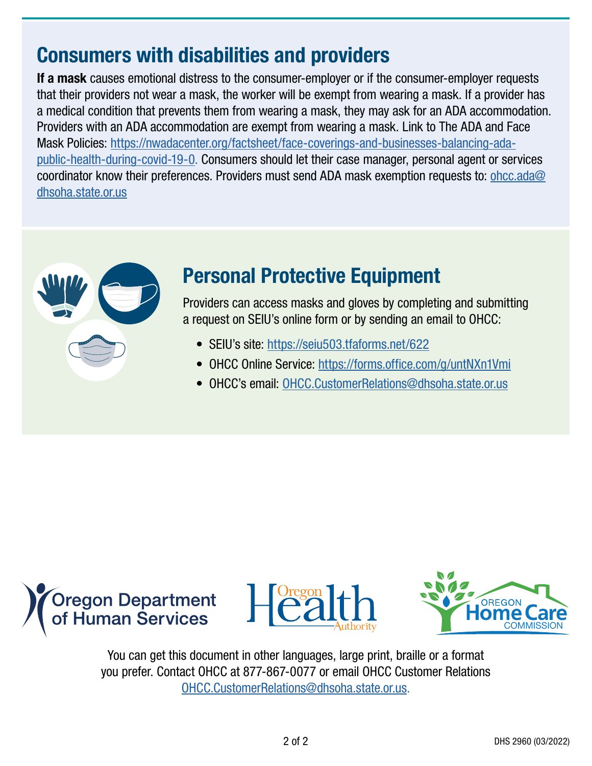## Consumers with disabilities and providers

**If a mask** causes emotional distress to the consumer-employer or if the consumer-employer requests that their providers not wear a mask, the worker will be exempt from wearing a mask. If a provider has a medical condition that prevents them from wearing a mask, they may ask for an ADA accommodation. Providers with an ADA accommodation are exempt from wearing a mask. Link to The ADA and Face Mask Policies: https://nwadacenter.org/factsheet/face-coverings-and-businesses-balancing-ada-public-health-during-covid-19-0. Consumers should let their case manager, personal agent or services coordinator know their preferences. Providers must send ADA mask exemption requests to: ohcc.ada@dhsoha.state.or.us

## Personal Protective Equipment

Providers can access masks and gloves by completing and submitting a request on SEIU's online form or by sending an email to OHCC:

- SEIU's site: https://seiu503.tfaforms.net/622
- OHCC Online Service: https://forms.office.com/g/untNXn1Vmi
- OHCC's email: OHCC.CustomerRelations@dhsoha.state.or.us

Oregon Department of Human Services

Oregon Health Authority

Oregon Home Care Commission

You can get this document in other languages, large print, braille or a format you prefer. Contact OHCC at 877-867-0077 or email OHCC Customer Relations OHCC.CustomerRelations@dhsoha.state.or.us.

DHS 2960 (03/2022)